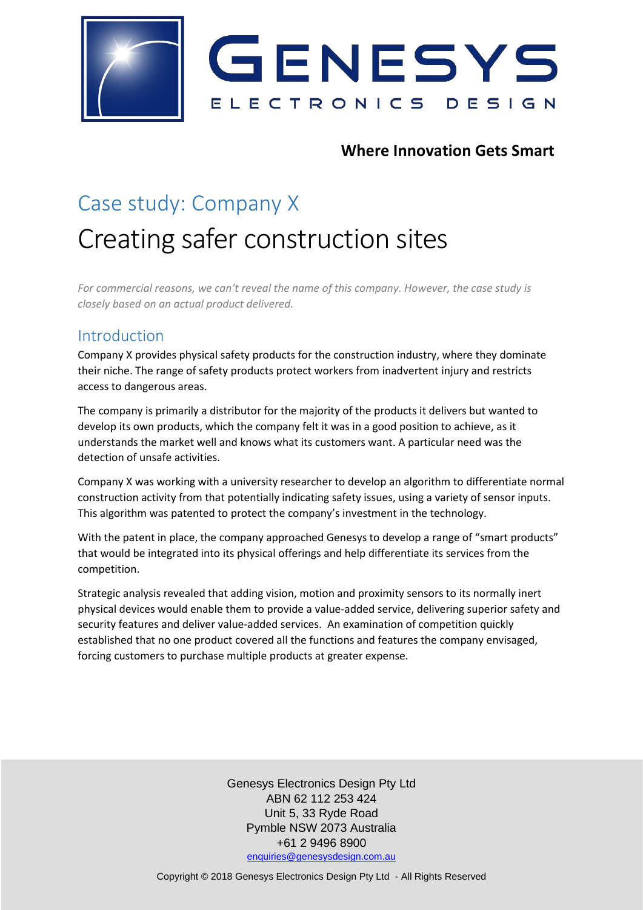# GENESYS

ELECTRONICS DESIGN

**Where Innovation Gets Smart**

## Case study: Company X

# Creating safer construction sites

*For commercial reasons, we can't reveal the name of this company. However, the case study is closely based on an actual product delivered.*

## Introduction

Company X provides physical safety products for the construction industry, where they dominate their niche. The range of safety products protect workers from inadvertent injury and restricts access to dangerous areas.

The company is primarily a distributor for the majority of the products it delivers but wanted to develop its own products, which the company felt it was in a good position to achieve, as it understands the market well and knows what its customers want. A particular need was the detection of unsafe activities.

Company X was working with a university researcher to develop an algorithm to differentiate normal construction activity from that potentially indicating safety issues, using a variety of sensor inputs. This algorithm was patented to protect the company's investment in the technology.

With the patent in place, the company approached Genesys to develop a range of "smart products" that would be integrated into its physical offerings and help differentiate its services from the competition.

Strategic analysis revealed that adding vision, motion and proximity sensors to its normally inert physical devices would enable them to provide a value-added service, delivering superior safety and security features and deliver value-added services. An examination of competition quickly established that no one product covered all the functions and features the company envisaged, forcing customers to purchase multiple products at greater expense.

Genesys Electronics Design Pty Ltd
ABN 62 112 253 424
Unit 5, 33 Ryde Road
Pymble NSW 2073 Australia
+61 2 9496 8900
enquiries@genesysdesign.com.au

Copyright © 2018 Genesys Electronics Design Pty Ltd - All Rights Reserved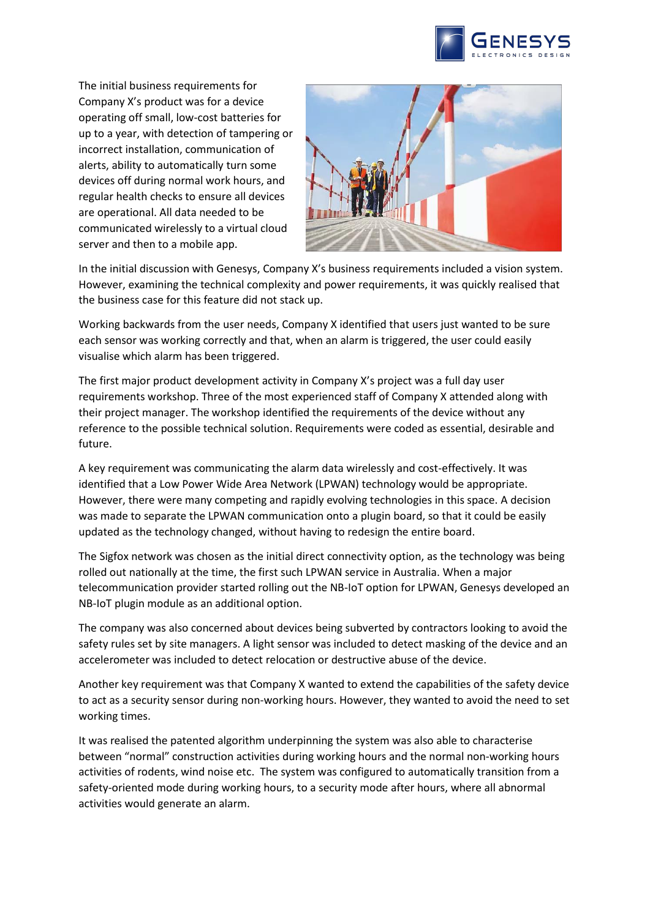The initial business requirements for Company X's product was for a device operating off small, low-cost batteries for up to a year, with detection of tampering or incorrect installation, communication of alerts, ability to automatically turn some devices off during normal work hours, and regular health checks to ensure all devices are operational. All data needed to be communicated wirelessly to a virtual cloud server and then to a mobile app.

In the initial discussion with Genesys, Company X's business requirements included a vision system. However, examining the technical complexity and power requirements, it was quickly realised that the business case for this feature did not stack up.

Working backwards from the user needs, Company X identified that users just wanted to be sure each sensor was working correctly and that, when an alarm is triggered, the user could easily visualise which alarm has been triggered.

The first major product development activity in Company X's project was a full day user requirements workshop. Three of the most experienced staff of Company X attended along with their project manager. The workshop identified the requirements of the device without any reference to the possible technical solution. Requirements were coded as essential, desirable and future.

A key requirement was communicating the alarm data wirelessly and cost-effectively. It was identified that a Low Power Wide Area Network (LPWAN) technology would be appropriate. However, there were many competing and rapidly evolving technologies in this space. A decision was made to separate the LPWAN communication onto a plugin board, so that it could be easily updated as the technology changed, without having to redesign the entire board.

The Sigfox network was chosen as the initial direct connectivity option, as the technology was being rolled out nationally at the time, the first such LPWAN service in Australia. When a major telecommunication provider started rolling out the NB-IoT option for LPWAN, Genesys developed an NB-IoT plugin module as an additional option.

The company was also concerned about devices being subverted by contractors looking to avoid the safety rules set by site managers. A light sensor was included to detect masking of the device and an accelerometer was included to detect relocation or destructive abuse of the device.

Another key requirement was that Company X wanted to extend the capabilities of the safety device to act as a security sensor during non-working hours. However, they wanted to avoid the need to set working times.

It was realised the patented algorithm underpinning the system was also able to characterise between "normal" construction activities during working hours and the normal non-working hours activities of rodents, wind noise etc. The system was configured to automatically transition from a safety-oriented mode during working hours, to a security mode after hours, where all abnormal activities would generate an alarm.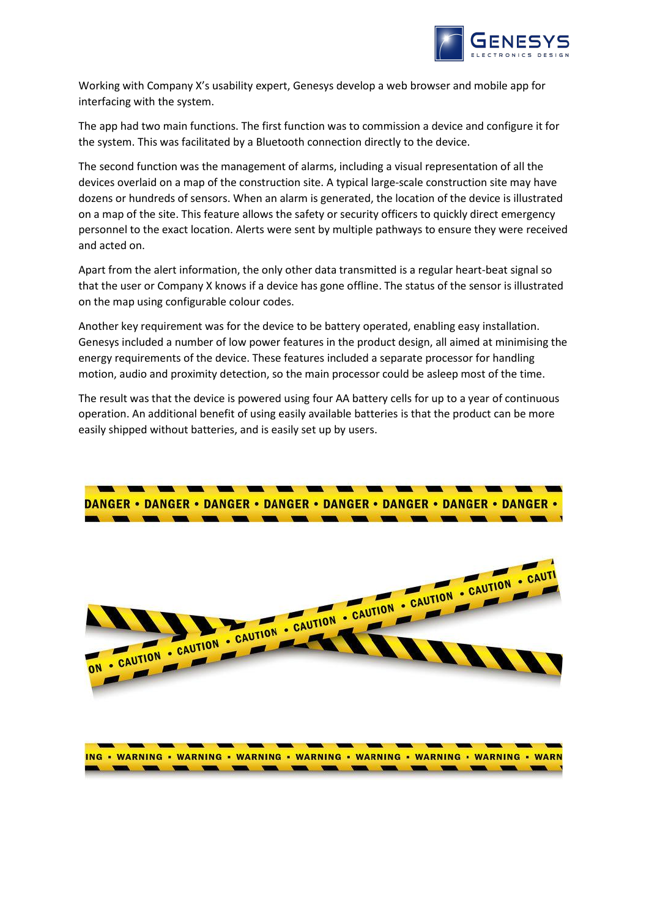Working with Company X's usability expert, Genesys develop a web browser and mobile app for interfacing with the system.

The app had two main functions. The first function was to commission a device and configure it for the system. This was facilitated by a Bluetooth connection directly to the device.

The second function was the management of alarms, including a visual representation of all the devices overlaid on a map of the construction site. A typical large-scale construction site may have dozens or hundreds of sensors. When an alarm is generated, the location of the device is illustrated on a map of the site. This feature allows the safety or security officers to quickly direct emergency personnel to the exact location. Alerts were sent by multiple pathways to ensure they were received and acted on.

Apart from the alert information, the only other data transmitted is a regular heart-beat signal so that the user or Company X knows if a device has gone offline. The status of the sensor is illustrated on the map using configurable colour codes.

Another key requirement was for the device to be battery operated, enabling easy installation. Genesys included a number of low power features in the product design, all aimed at minimising the energy requirements of the device. These features included a separate processor for handling motion, audio and proximity detection, so the main processor could be asleep most of the time.

The result was that the device is powered using four AA battery cells for up to a year of continuous operation. An additional benefit of using easily available batteries is that the product can be more easily shipped without batteries, and is easily set up by users.